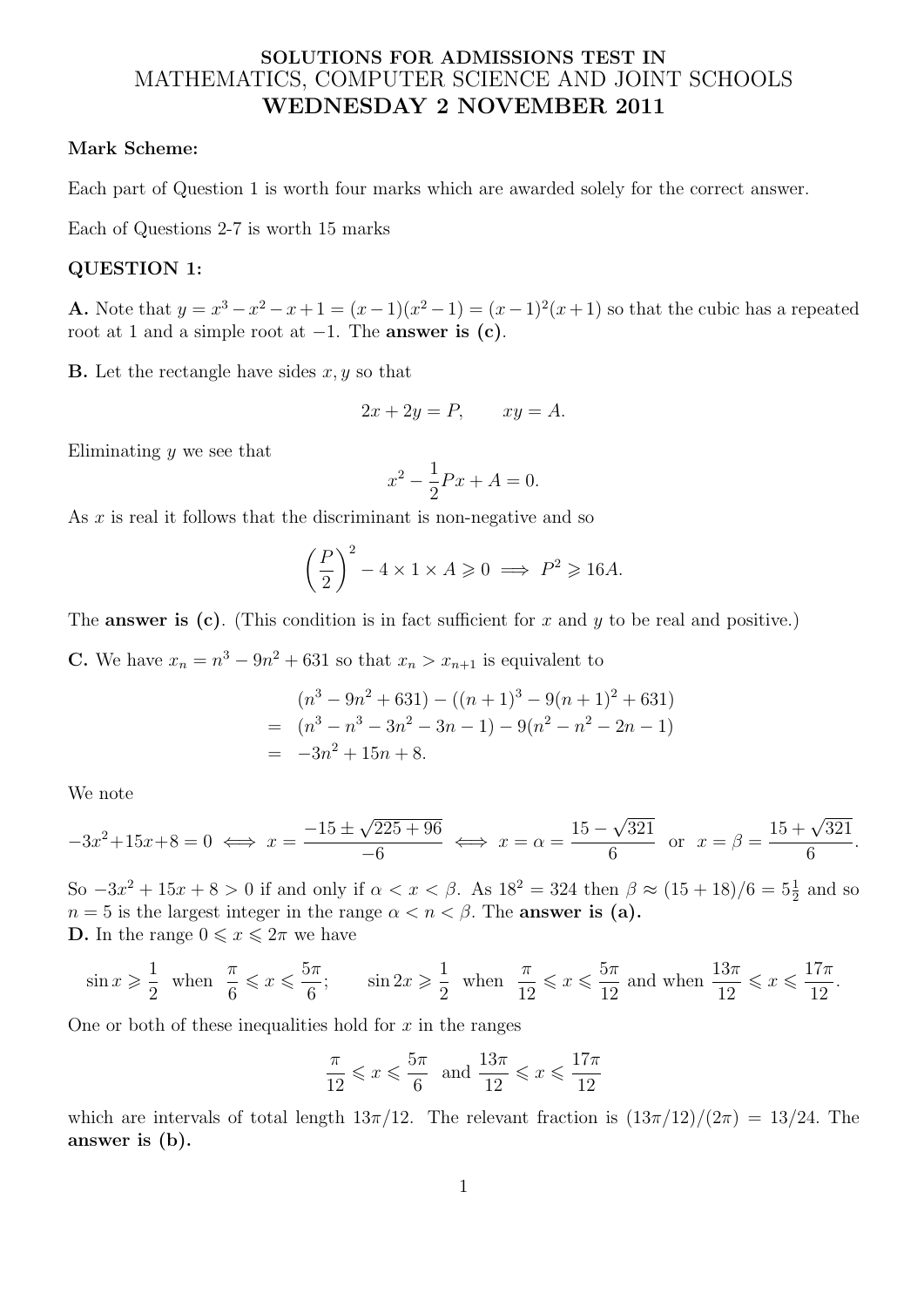**SOLUTIONS FOR ADMISSIONS TEST IN**
# MATHEMATICS, COMPUTER SCIENCE AND JOINT SCHOOLS
## WEDNESDAY 2 NOVEMBER 2011

**Mark Scheme:**

Each part of Question 1 is worth four marks which are awarded solely for the correct answer.

Each of Questions 2-7 is worth 15 marks

**QUESTION 1:**

**A.** Note that $y = x^3 - x^2 - x + 1 = (x-1)(x^2-1) = (x-1)^2(x+1)$ so that the cubic has a repeated root at 1 and a simple root at $-1$. The **answer is (c)**.

**B.** Let the rectangle have sides $x, y$ so that

$$2x + 2y = P, \qquad xy = A.$$

Eliminating $y$ we see that

$$x^2 - \frac{1}{2}Px + A = 0.$$

As $x$ is real it follows that the discriminant is non-negative and so

$$\left(\frac{P}{2}\right)^2 - 4 \times 1 \times A \geqslant 0 \implies P^2 \geqslant 16A.$$

The **answer is (c)**. (This condition is in fact sufficient for $x$ and $y$ to be real and positive.)

**C.** We have $x_n = n^3 - 9n^2 + 631$ so that $x_n > x_{n+1}$ is equivalent to

$$\begin{aligned} & (n^3 - 9n^2 + 631) - ((n+1)^3 - 9(n+1)^2 + 631) \\ = \; & (n^3 - n^3 - 3n^2 - 3n - 1) - 9(n^2 - n^2 - 2n - 1) \\ = \; & -3n^2 + 15n + 8. \end{aligned}$$

We note

$$-3x^2 + 15x + 8 = 0 \iff x = \frac{-15 \pm \sqrt{225 + 96}}{-6} \iff x = \alpha = \frac{15 - \sqrt{321}}{6} \text{ or } x = \beta = \frac{15 + \sqrt{321}}{6}.$$

So $-3x^2 + 15x + 8 > 0$ if and only if $\alpha < x < \beta$. As $18^2 = 324$ then $\beta \approx (15 + 18)/6 = 5\frac{1}{2}$ and so $n = 5$ is the largest integer in the range $\alpha < n < \beta$. The **answer is (a).**

**D.** In the range $0 \leqslant x \leqslant 2\pi$ we have

$$\sin x \geqslant \frac{1}{2} \text{ when } \frac{\pi}{6} \leqslant x \leqslant \frac{5\pi}{6}; \qquad \sin 2x \geqslant \frac{1}{2} \text{ when } \frac{\pi}{12} \leqslant x \leqslant \frac{5\pi}{12} \text{ and when } \frac{13\pi}{12} \leqslant x \leqslant \frac{17\pi}{12}.$$

One or both of these inequalities hold for $x$ in the ranges

$$\frac{\pi}{12} \leqslant x \leqslant \frac{5\pi}{6} \text{ and } \frac{13\pi}{12} \leqslant x \leqslant \frac{17\pi}{12}$$

which are intervals of total length $13\pi/12$. The relevant fraction is $(13\pi/12)/(2\pi) = 13/24$. The **answer is (b).**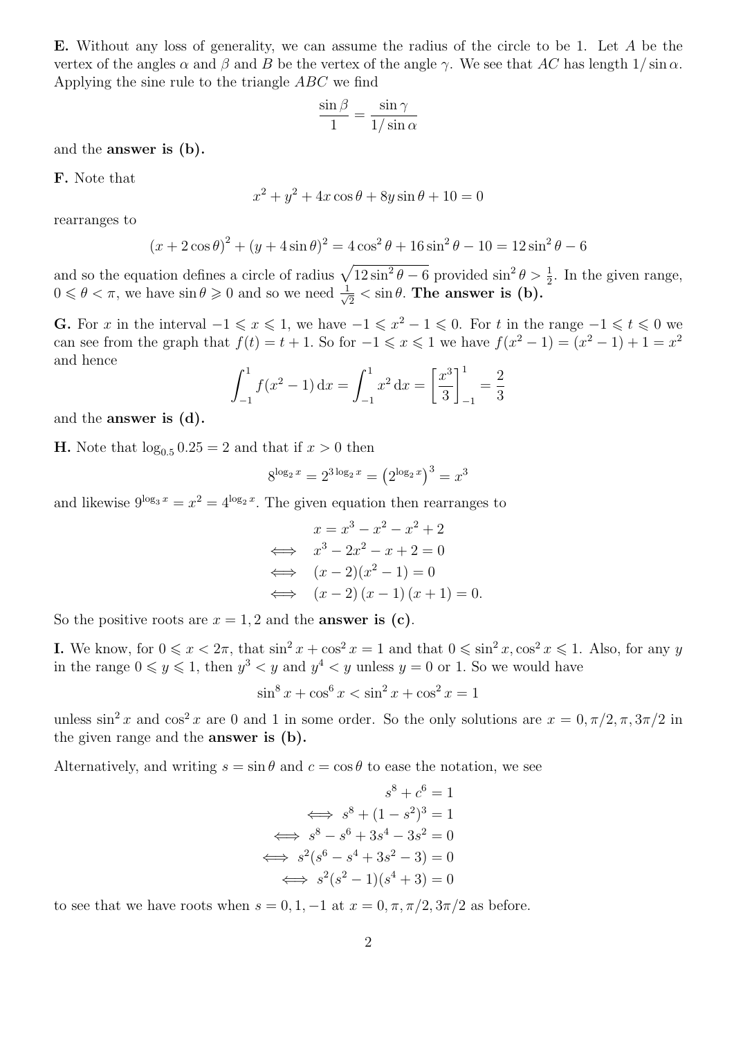**E.** Without any loss of generality, we can assume the radius of the circle to be 1. Let $A$ be the vertex of the angles $\alpha$ and $\beta$ and $B$ be the vertex of the angle $\gamma$. We see that $AC$ has length $1/\sin\alpha$. Applying the sine rule to the triangle $ABC$ we find

$$\frac{\sin\beta}{1} = \frac{\sin\gamma}{1/\sin\alpha}$$

and the **answer is (b).**

**F.** Note that

$$x^2 + y^2 + 4x\cos\theta + 8y\sin\theta + 10 = 0$$

rearranges to

$$(x + 2\cos\theta)^2 + (y + 4\sin\theta)^2 = 4\cos^2\theta + 16\sin^2\theta - 10 = 12\sin^2\theta - 6$$

and so the equation defines a circle of radius $\sqrt{12\sin^2\theta - 6}$ provided $\sin^2\theta > \frac{1}{2}$. In the given range, $0 \leqslant \theta < \pi$, we have $\sin\theta \geqslant 0$ and so we need $\frac{1}{\sqrt{2}} < \sin\theta$. **The answer is (b).**

**G.** For $x$ in the interval $-1 \leqslant x \leqslant 1$, we have $-1 \leqslant x^2 - 1 \leqslant 0$. For $t$ in the range $-1 \leqslant t \leqslant 0$ we can see from the graph that $f(t) = t + 1$. So for $-1 \leqslant x \leqslant 1$ we have $f(x^2 - 1) = (x^2 - 1) + 1 = x^2$ and hence

$$\int_{-1}^{1} f(x^2 - 1)\,\mathrm{d}x = \int_{-1}^{1} x^2\,\mathrm{d}x = \left[\frac{x^3}{3}\right]_{-1}^{1} = \frac{2}{3}$$

and the **answer is (d).**

**H.** Note that $\log_{0.5} 0.25 = 2$ and that if $x > 0$ then

$$8^{\log_2 x} = 2^{3\log_2 x} = \left(2^{\log_2 x}\right)^3 = x^3$$

and likewise $9^{\log_3 x} = x^2 = 4^{\log_2 x}$. The given equation then rearranges to

$$\begin{aligned}
& x = x^3 - x^2 - x^2 + 2 \\
\iff \quad & x^3 - 2x^2 - x + 2 = 0 \\
\iff \quad & (x - 2)(x^2 - 1) = 0 \\
\iff \quad & (x - 2)(x - 1)(x + 1) = 0.
\end{aligned}$$

So the positive roots are $x = 1, 2$ and the **answer is (c)**.

**I.** We know, for $0 \leqslant x < 2\pi$, that $\sin^2 x + \cos^2 x = 1$ and that $0 \leqslant \sin^2 x, \cos^2 x \leqslant 1$. Also, for any $y$ in the range $0 \leqslant y \leqslant 1$, then $y^3 < y$ and $y^4 < y$ unless $y = 0$ or 1. So we would have

$$\sin^8 x + \cos^6 x < \sin^2 x + \cos^2 x = 1$$

unless $\sin^2 x$ and $\cos^2 x$ are 0 and 1 in some order. So the only solutions are $x = 0, \pi/2, \pi, 3\pi/2$ in the given range and the **answer is (b).**

Alternatively, and writing $s = \sin\theta$ and $c = \cos\theta$ to ease the notation, we see

$$\begin{aligned}
& s^8 + c^6 = 1 \\
\iff \; & s^8 + (1 - s^2)^3 = 1 \\
\iff \; & s^8 - s^6 + 3s^4 - 3s^2 = 0 \\
\iff \; & s^2(s^6 - s^4 + 3s^2 - 3) = 0 \\
\iff \; & s^2(s^2 - 1)(s^4 + 3) = 0
\end{aligned}$$

to see that we have roots when $s = 0, 1, -1$ at $x = 0, \pi, \pi/2, 3\pi/2$ as before.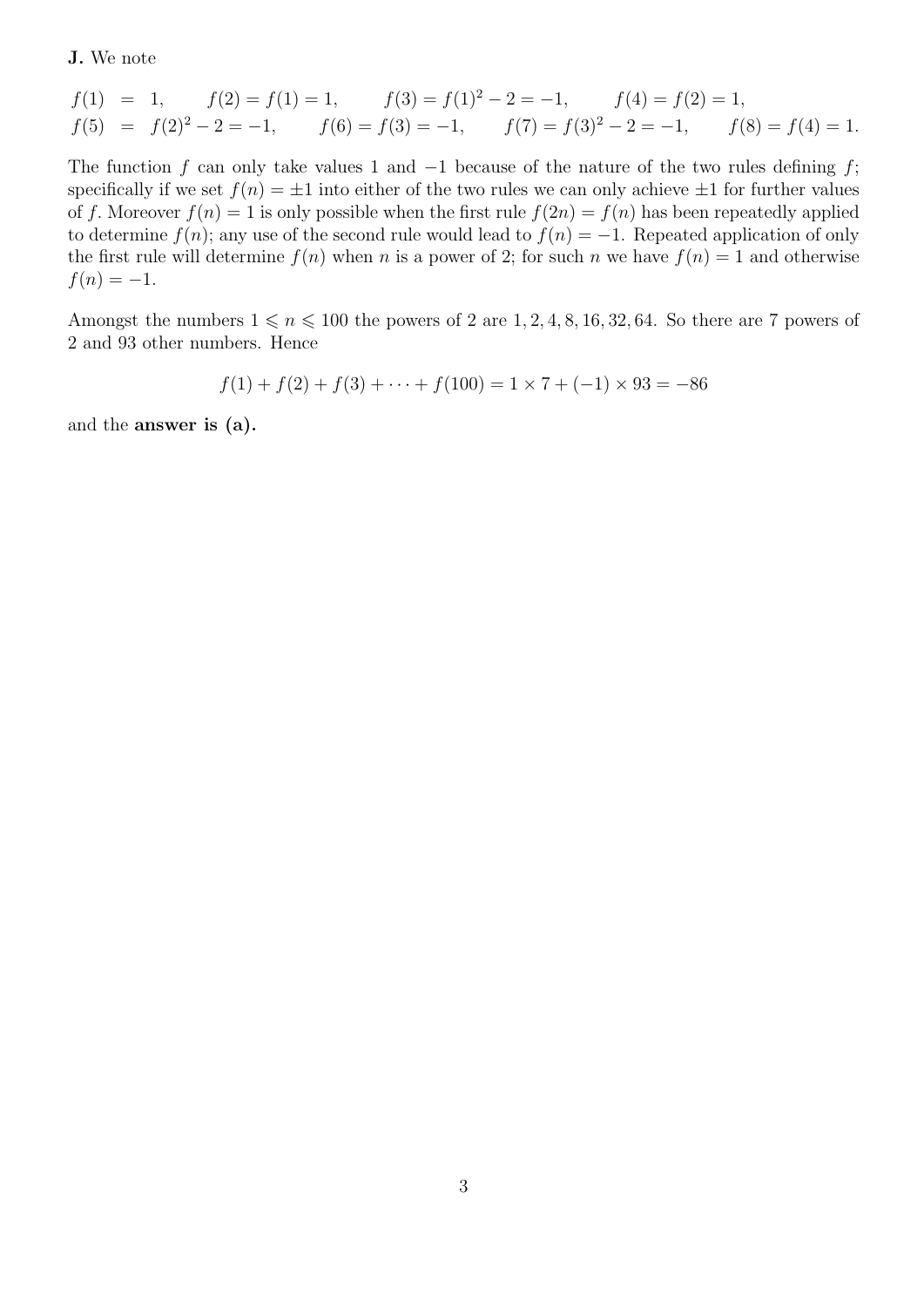**J.** We note

$$
\begin{aligned}
f(1) &= 1, \qquad f(2) = f(1) = 1, \qquad f(3) = f(1)^2 - 2 = -1, \qquad f(4) = f(2) = 1, \\
f(5) &= f(2)^2 - 2 = -1, \qquad f(6) = f(3) = -1, \qquad f(7) = f(3)^2 - 2 = -1, \qquad f(8) = f(4) = 1.
\end{aligned}
$$

The function $f$ can only take values 1 and $-1$ because of the nature of the two rules defining $f$; specifically if we set $f(n) = \pm 1$ into either of the two rules we can only achieve $\pm 1$ for further values of $f$. Moreover $f(n) = 1$ is only possible when the first rule $f(2n) = f(n)$ has been repeatedly applied to determine $f(n)$; any use of the second rule would lead to $f(n) = -1$. Repeated application of only the first rule will determine $f(n)$ when $n$ is a power of 2; for such $n$ we have $f(n) = 1$ and otherwise $f(n) = -1$.

Amongst the numbers $1 \leqslant n \leqslant 100$ the powers of 2 are $1, 2, 4, 8, 16, 32, 64$. So there are 7 powers of 2 and 93 other numbers. Hence

$$
f(1) + f(2) + f(3) + \cdots + f(100) = 1 \times 7 + (-1) \times 93 = -86
$$

and the **answer is (a).**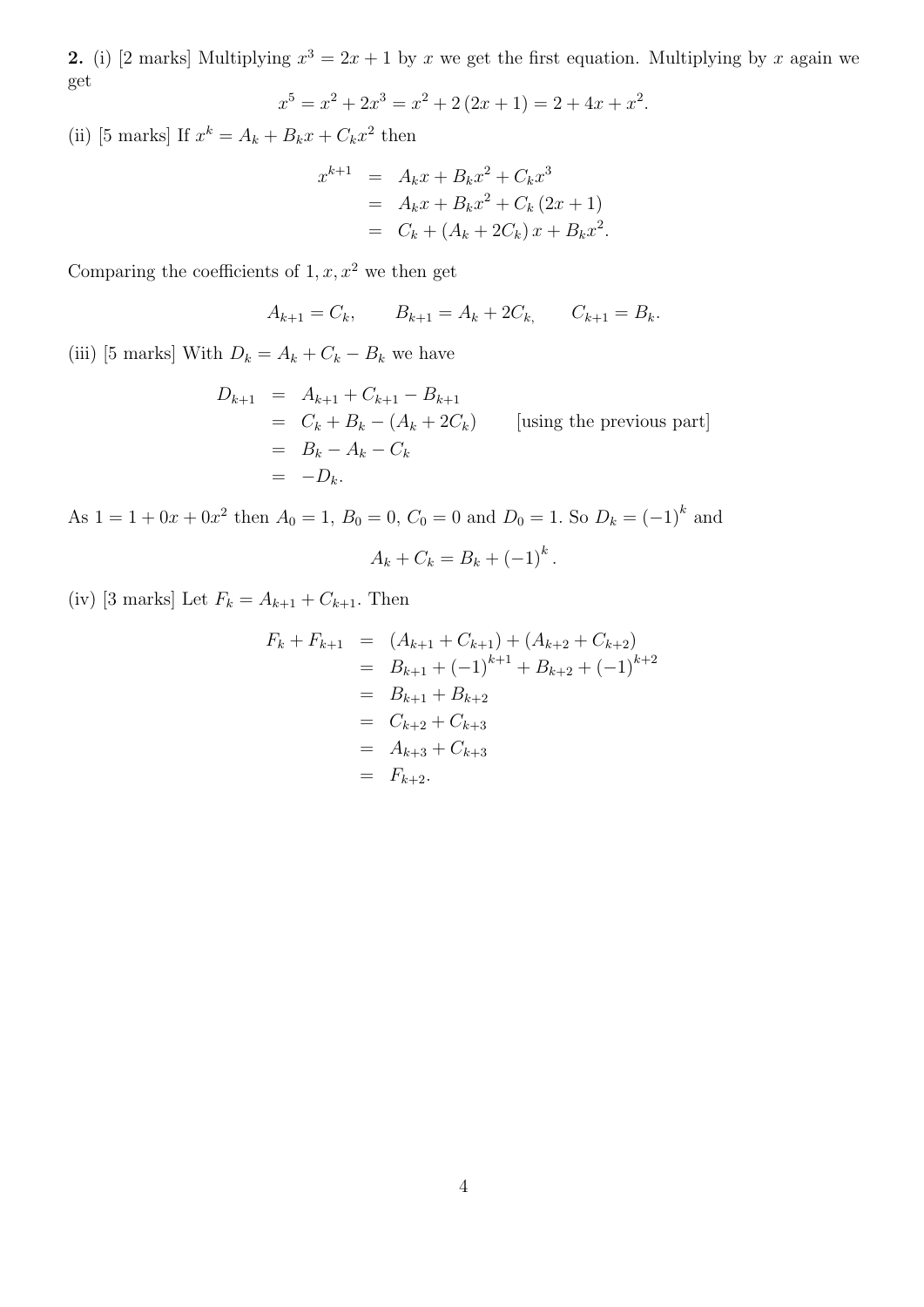**2.** (i) [2 marks] Multiplying $x^3 = 2x + 1$ by $x$ we get the first equation. Multiplying by $x$ again we get

$$x^5 = x^2 + 2x^3 = x^2 + 2(2x+1) = 2 + 4x + x^2.$$

(ii) [5 marks] If $x^k = A_k + B_k x + C_k x^2$ then

$$\begin{aligned} x^{k+1} &= A_k x + B_k x^2 + C_k x^3 \\ &= A_k x + B_k x^2 + C_k (2x+1) \\ &= C_k + (A_k + 2C_k)\, x + B_k x^2. \end{aligned}$$

Comparing the coefficients of $1, x, x^2$ we then get

$$A_{k+1} = C_k, \qquad B_{k+1} = A_k + 2C_k, \qquad C_{k+1} = B_k.$$

(iii) [5 marks] With $D_k = A_k + C_k - B_k$ we have

$$\begin{aligned} D_{k+1} &= A_{k+1} + C_{k+1} - B_{k+1} \\ &= C_k + B_k - (A_k + 2C_k) \qquad \text{[using the previous part]} \\ &= B_k - A_k - C_k \\ &= -D_k. \end{aligned}$$

As $1 = 1 + 0x + 0x^2$ then $A_0 = 1$, $B_0 = 0$, $C_0 = 0$ and $D_0 = 1$. So $D_k = (-1)^k$ and

$$A_k + C_k = B_k + (-1)^k.$$

(iv) [3 marks] Let $F_k = A_{k+1} + C_{k+1}$. Then

$$\begin{aligned} F_k + F_{k+1} &= (A_{k+1} + C_{k+1}) + (A_{k+2} + C_{k+2}) \\ &= B_{k+1} + (-1)^{k+1} + B_{k+2} + (-1)^{k+2} \\ &= B_{k+1} + B_{k+2} \\ &= C_{k+2} + C_{k+3} \\ &= A_{k+3} + C_{k+3} \\ &= F_{k+2}. \end{aligned}$$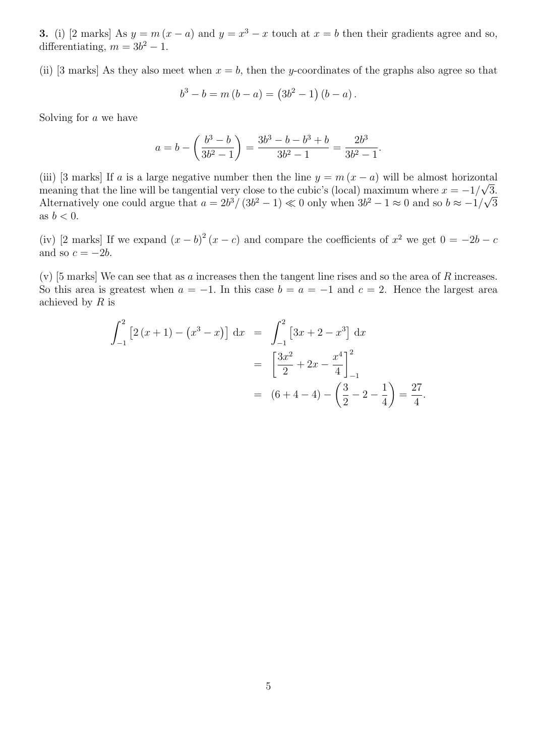**3.** (i) [2 marks] As $y = m(x-a)$ and $y = x^3 - x$ touch at $x = b$ then their gradients agree and so, differentiating, $m = 3b^2 - 1$.

(ii) [3 marks] As they also meet when $x = b$, then the $y$-coordinates of the graphs also agree so that

$$b^3 - b = m(b-a) = \left(3b^2 - 1\right)(b-a).$$

Solving for $a$ we have

$$a = b - \left(\frac{b^3 - b}{3b^2 - 1}\right) = \frac{3b^3 - b - b^3 + b}{3b^2 - 1} = \frac{2b^3}{3b^2 - 1}.$$

(iii) [3 marks] If $a$ is a large negative number then the line $y = m(x-a)$ will be almost horizontal meaning that the line will be tangential very close to the cubic's (local) maximum where $x = -1/\sqrt{3}$. Alternatively one could argue that $a = 2b^3/(3b^2 - 1) \ll 0$ only when $3b^2 - 1 \approx 0$ and so $b \approx -1/\sqrt{3}$ as $b < 0$.

(iv) [2 marks] If we expand $(x-b)^2(x-c)$ and compare the coefficients of $x^2$ we get $0 = -2b - c$ and so $c = -2b$.

(v) [5 marks] We can see that as $a$ increases then the tangent line rises and so the area of $R$ increases. So this area is greatest when $a = -1$. In this case $b = a = -1$ and $c = 2$. Hence the largest area achieved by $R$ is

$$\begin{aligned}
\int_{-1}^{2} \left[2(x+1) - \left(x^3 - x\right)\right] \mathrm{d}x &= \int_{-1}^{2} \left[3x + 2 - x^3\right] \mathrm{d}x \\
&= \left[\frac{3x^2}{2} + 2x - \frac{x^4}{4}\right]_{-1}^{2} \\
&= (6 + 4 - 4) - \left(\frac{3}{2} - 2 - \frac{1}{4}\right) = \frac{27}{4}.
\end{aligned}$$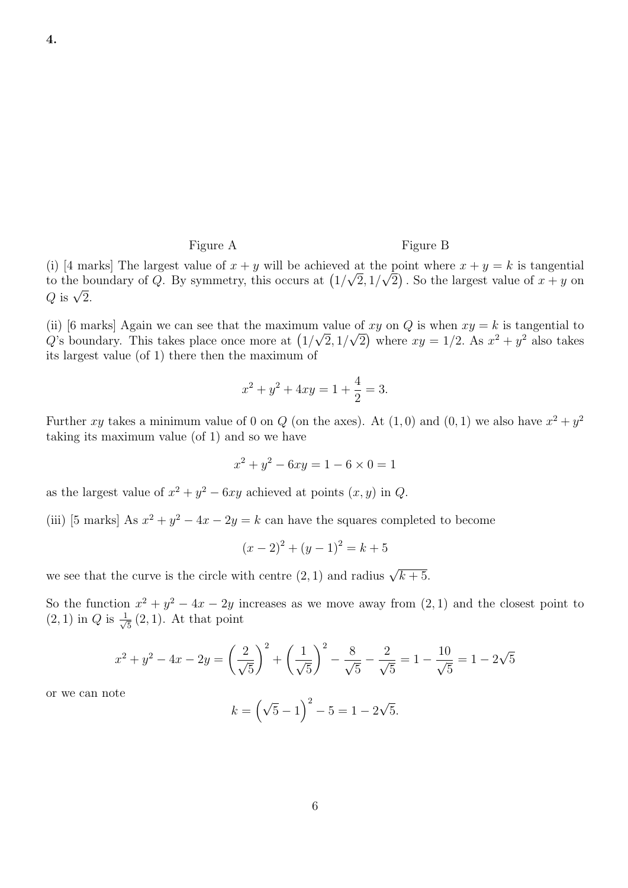**4.**

Figure A                                Figure B

(i) [4 marks] The largest value of $x+y$ will be achieved at the point where $x+y=k$ is tangential to the boundary of $Q$. By symmetry, this occurs at $\left(1/\sqrt{2}, 1/\sqrt{2}\right)$. So the largest value of $x+y$ on $Q$ is $\sqrt{2}$.

(ii) [6 marks] Again we can see that the maximum value of $xy$ on $Q$ is when $xy=k$ is tangential to $Q$'s boundary. This takes place once more at $\left(1/\sqrt{2}, 1/\sqrt{2}\right)$ where $xy = 1/2$. As $x^2+y^2$ also takes its largest value (of 1) there then the maximum of

$$x^2+y^2+4xy = 1+\frac{4}{2} = 3.$$

Further $xy$ takes a minimum value of 0 on $Q$ (on the axes). At $(1,0)$ and $(0,1)$ we also have $x^2+y^2$ taking its maximum value (of 1) and so we have

$$x^2+y^2-6xy = 1-6\times 0 = 1$$

as the largest value of $x^2+y^2-6xy$ achieved at points $(x,y)$ in $Q$.

(iii) [5 marks] As $x^2+y^2-4x-2y=k$ can have the squares completed to become

$$(x-2)^2+(y-1)^2 = k+5$$

we see that the curve is the circle with centre $(2,1)$ and radius $\sqrt{k+5}$.

So the function $x^2+y^2-4x-2y$ increases as we move away from $(2,1)$ and the closest point to $(2,1)$ in $Q$ is $\frac{1}{\sqrt{5}}(2,1)$. At that point

$$x^2+y^2-4x-2y = \left(\frac{2}{\sqrt{5}}\right)^2 + \left(\frac{1}{\sqrt{5}}\right)^2 - \frac{8}{\sqrt{5}} - \frac{2}{\sqrt{5}} = 1-\frac{10}{\sqrt{5}} = 1-2\sqrt{5}$$

or we can note

$$k = \left(\sqrt{5}-1\right)^2 - 5 = 1-2\sqrt{5}.$$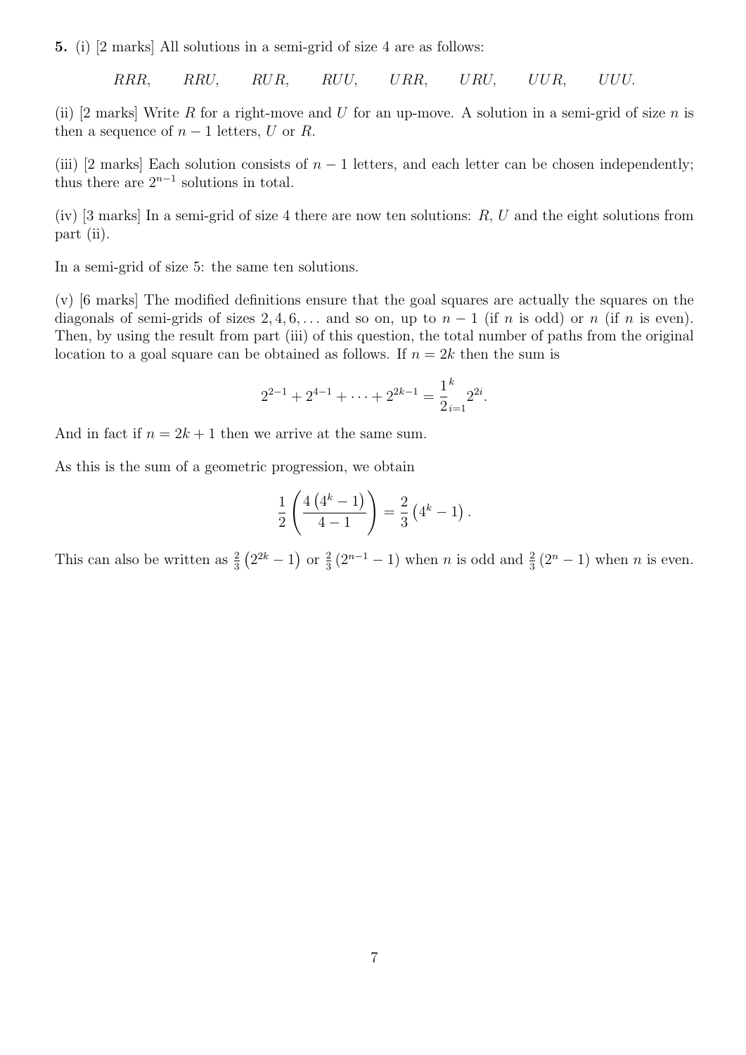**5.** (i) [2 marks] All solutions in a semi-grid of size 4 are as follows:

$$RRR, \quad RRU, \quad RUR, \quad RUU, \quad URR, \quad URU, \quad UUR, \quad UUU.$$

(ii) [2 marks] Write $R$ for a right-move and $U$ for an up-move. A solution in a semi-grid of size $n$ is then a sequence of $n-1$ letters, $U$ or $R$.

(iii) [2 marks] Each solution consists of $n-1$ letters, and each letter can be chosen independently; thus there are $2^{n-1}$ solutions in total.

(iv) [3 marks] In a semi-grid of size 4 there are now ten solutions: $R$, $U$ and the eight solutions from part (ii).

In a semi-grid of size 5: the same ten solutions.

(v) [6 marks] The modified definitions ensure that the goal squares are actually the squares on the diagonals of semi-grids of sizes $2, 4, 6, \ldots$ and so on, up to $n-1$ (if $n$ is odd) or $n$ (if $n$ is even). Then, by using the result from part (iii) of this question, the total number of paths from the original location to a goal square can be obtained as follows. If $n = 2k$ then the sum is

$$2^{2-1} + 2^{4-1} + \cdots + 2^{2k-1} = \frac{1}{2}\sum_{i=1}^{k} 2^{2i}.$$

And in fact if $n = 2k+1$ then we arrive at the same sum.

As this is the sum of a geometric progression, we obtain

$$\frac{1}{2}\left(\frac{4\left(4^k - 1\right)}{4-1}\right) = \frac{2}{3}\left(4^k - 1\right).$$

This can also be written as $\frac{2}{3}\left(2^{2k} - 1\right)$ or $\frac{2}{3}\left(2^{n-1} - 1\right)$ when $n$ is odd and $\frac{2}{3}\left(2^{n} - 1\right)$ when $n$ is even.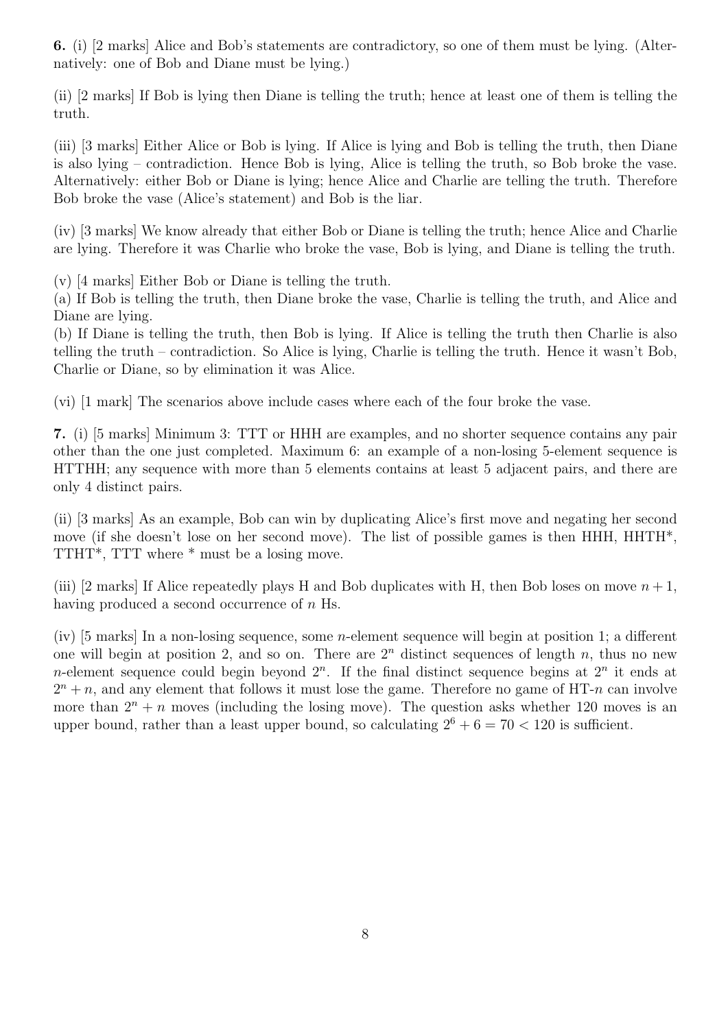**6.** (i) [2 marks] Alice and Bob's statements are contradictory, so one of them must be lying. (Alternatively: one of Bob and Diane must be lying.)

(ii) [2 marks] If Bob is lying then Diane is telling the truth; hence at least one of them is telling the truth.

(iii) [3 marks] Either Alice or Bob is lying. If Alice is lying and Bob is telling the truth, then Diane is also lying – contradiction. Hence Bob is lying, Alice is telling the truth, so Bob broke the vase. Alternatively: either Bob or Diane is lying; hence Alice and Charlie are telling the truth. Therefore Bob broke the vase (Alice's statement) and Bob is the liar.

(iv) [3 marks] We know already that either Bob or Diane is telling the truth; hence Alice and Charlie are lying. Therefore it was Charlie who broke the vase, Bob is lying, and Diane is telling the truth.

(v) [4 marks] Either Bob or Diane is telling the truth.
(a) If Bob is telling the truth, then Diane broke the vase, Charlie is telling the truth, and Alice and Diane are lying.
(b) If Diane is telling the truth, then Bob is lying. If Alice is telling the truth then Charlie is also telling the truth – contradiction. So Alice is lying, Charlie is telling the truth. Hence it wasn't Bob, Charlie or Diane, so by elimination it was Alice.

(vi) [1 mark] The scenarios above include cases where each of the four broke the vase.

**7.** (i) [5 marks] Minimum 3: TTT or HHH are examples, and no shorter sequence contains any pair other than the one just completed. Maximum 6: an example of a non-losing 5-element sequence is HTTHH; any sequence with more than 5 elements contains at least 5 adjacent pairs, and there are only 4 distinct pairs.

(ii) [3 marks] As an example, Bob can win by duplicating Alice's first move and negating her second move (if she doesn't lose on her second move). The list of possible games is then HHH, HHTH*, TTHT*, TTT where * must be a losing move.

(iii) [2 marks] If Alice repeatedly plays H and Bob duplicates with H, then Bob loses on move $n+1$, having produced a second occurrence of $n$ Hs.

(iv) [5 marks] In a non-losing sequence, some $n$-element sequence will begin at position 1; a different one will begin at position 2, and so on. There are $2^n$ distinct sequences of length $n$, thus no new $n$-element sequence could begin beyond $2^n$. If the final distinct sequence begins at $2^n$ it ends at $2^n + n$, and any element that follows it must lose the game. Therefore no game of HT-$n$ can involve more than $2^n + n$ moves (including the losing move). The question asks whether 120 moves is an upper bound, rather than a least upper bound, so calculating $2^6 + 6 = 70 < 120$ is sufficient.